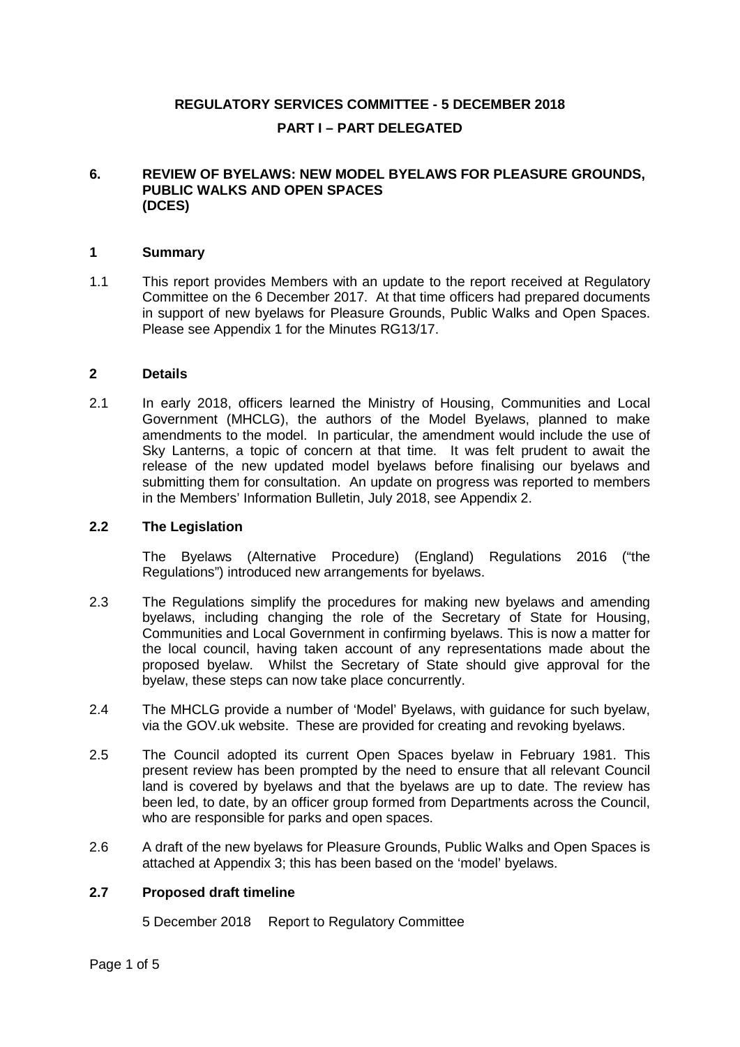**REGULATORY SERVICES COMMITTEE - 5 DECEMBER 2018**

**PART I – PART DELEGATED**

## 6. REVIEW OF BYELAWS: NEW MODEL BYELAWS FOR PLEASURE GROUNDS, PUBLIC WALKS AND OPEN SPACES (DCES)

### 1 Summary

1.1 This report provides Members with an update to the report received at Regulatory Committee on the 6 December 2017. At that time officers had prepared documents in support of new byelaws for Pleasure Grounds, Public Walks and Open Spaces. Please see Appendix 1 for the Minutes RG13/17.

### 2 Details

2.1 In early 2018, officers learned the Ministry of Housing, Communities and Local Government (MHCLG), the authors of the Model Byelaws, planned to make amendments to the model. In particular, the amendment would include the use of Sky Lanterns, a topic of concern at that time. It was felt prudent to await the release of the new updated model byelaws before finalising our byelaws and submitting them for consultation. An update on progress was reported to members in the Members' Information Bulletin, July 2018, see Appendix 2.

### 2.2 The Legislation

The Byelaws (Alternative Procedure) (England) Regulations 2016 ("the Regulations") introduced new arrangements for byelaws.

2.3 The Regulations simplify the procedures for making new byelaws and amending byelaws, including changing the role of the Secretary of State for Housing, Communities and Local Government in confirming byelaws. This is now a matter for the local council, having taken account of any representations made about the proposed byelaw. Whilst the Secretary of State should give approval for the byelaw, these steps can now take place concurrently.

2.4 The MHCLG provide a number of 'Model' Byelaws, with guidance for such byelaw, via the GOV.uk website. These are provided for creating and revoking byelaws.

2.5 The Council adopted its current Open Spaces byelaw in February 1981. This present review has been prompted by the need to ensure that all relevant Council land is covered by byelaws and that the byelaws are up to date. The review has been led, to date, by an officer group formed from Departments across the Council, who are responsible for parks and open spaces.

2.6 A draft of the new byelaws for Pleasure Grounds, Public Walks and Open Spaces is attached at Appendix 3; this has been based on the 'model' byelaws.

### 2.7 Proposed draft timeline

5 December 2018 Report to Regulatory Committee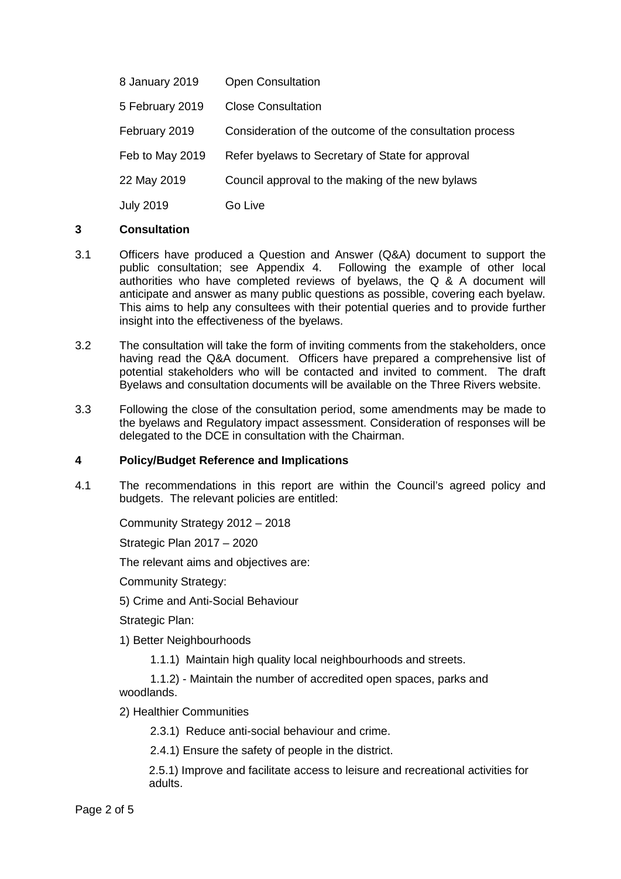| | |
|---|---|
| 8 January 2019 | Open Consultation |
| 5 February 2019 | Close Consultation |
| February 2019 | Consideration of the outcome of the consultation process |
| Feb to May 2019 | Refer byelaws to Secretary of State for approval |
| 22 May 2019 | Council approval to the making of the new bylaws |
| July 2019 | Go Live |

## 3 Consultation

3.1 Officers have produced a Question and Answer (Q&A) document to support the public consultation; see Appendix 4. Following the example of other local authorities who have completed reviews of byelaws, the Q & A document will anticipate and answer as many public questions as possible, covering each byelaw. This aims to help any consultees with their potential queries and to provide further insight into the effectiveness of the byelaws.

3.2 The consultation will take the form of inviting comments from the stakeholders, once having read the Q&A document. Officers have prepared a comprehensive list of potential stakeholders who will be contacted and invited to comment. The draft Byelaws and consultation documents will be available on the Three Rivers website.

3.3 Following the close of the consultation period, some amendments may be made to the byelaws and Regulatory impact assessment. Consideration of responses will be delegated to the DCE in consultation with the Chairman.

## 4 Policy/Budget Reference and Implications

4.1 The recommendations in this report are within the Council's agreed policy and budgets. The relevant policies are entitled:

Community Strategy 2012 – 2018

Strategic Plan 2017 – 2020

The relevant aims and objectives are:

Community Strategy:

5) Crime and Anti-Social Behaviour

Strategic Plan:

1) Better Neighbourhoods

1.1.1) Maintain high quality local neighbourhoods and streets.

1.1.2) - Maintain the number of accredited open spaces, parks and woodlands.

2) Healthier Communities

2.3.1) Reduce anti-social behaviour and crime.

2.4.1) Ensure the safety of people in the district.

2.5.1) Improve and facilitate access to leisure and recreational activities for adults.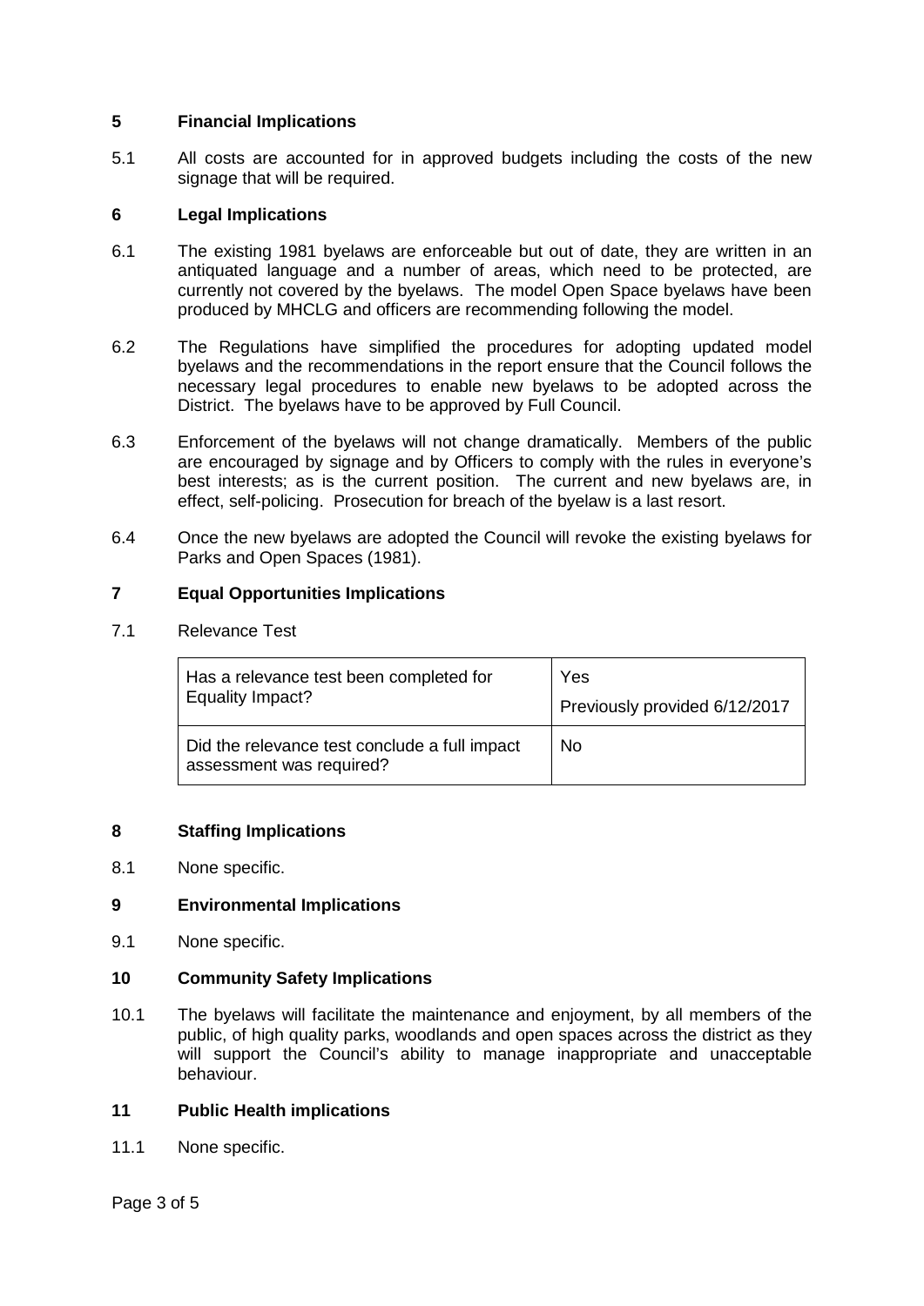## 5 Financial Implications

5.1 All costs are accounted for in approved budgets including the costs of the new signage that will be required.

## 6 Legal Implications

6.1 The existing 1981 byelaws are enforceable but out of date, they are written in an antiquated language and a number of areas, which need to be protected, are currently not covered by the byelaws. The model Open Space byelaws have been produced by MHCLG and officers are recommending following the model.

6.2 The Regulations have simplified the procedures for adopting updated model byelaws and the recommendations in the report ensure that the Council follows the necessary legal procedures to enable new byelaws to be adopted across the District. The byelaws have to be approved by Full Council.

6.3 Enforcement of the byelaws will not change dramatically. Members of the public are encouraged by signage and by Officers to comply with the rules in everyone's best interests; as is the current position. The current and new byelaws are, in effect, self-policing. Prosecution for breach of the byelaw is a last resort.

6.4 Once the new byelaws are adopted the Council will revoke the existing byelaws for Parks and Open Spaces (1981).

## 7 Equal Opportunities Implications

7.1 Relevance Test

| Has a relevance test been completed for Equality Impact? | Yes<br>Previously provided 6/12/2017 |
|---|---|
| Did the relevance test conclude a full impact assessment was required? | No |

## 8 Staffing Implications

8.1 None specific.

## 9 Environmental Implications

9.1 None specific.

## 10 Community Safety Implications

10.1 The byelaws will facilitate the maintenance and enjoyment, by all members of the public, of high quality parks, woodlands and open spaces across the district as they will support the Council's ability to manage inappropriate and unacceptable behaviour.

## 11 Public Health implications

11.1 None specific.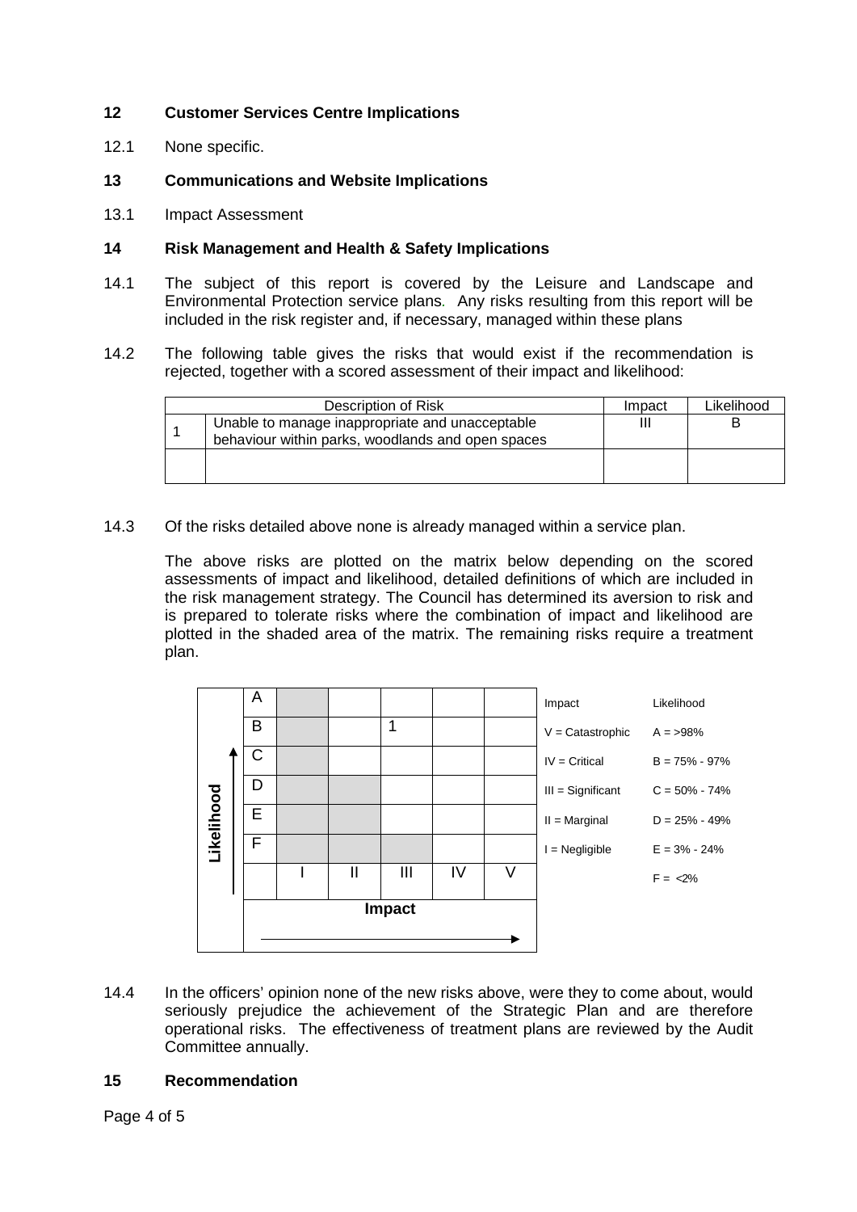## 12 Customer Services Centre Implications

12.1 None specific.

## 13 Communications and Website Implications

13.1 Impact Assessment

## 14 Risk Management and Health & Safety Implications

14.1 The subject of this report is covered by the Leisure and Landscape and Environmental Protection service plans. Any risks resulting from this report will be included in the risk register and, if necessary, managed within these plans

14.2 The following table gives the risks that would exist if the recommendation is rejected, together with a scored assessment of their impact and likelihood:

| | Description of Risk | Impact | Likelihood |
|---|---|---|---|
| 1 | Unable to manage inappropriate and unacceptable behaviour within parks, woodlands and open spaces | III | B |
| | | | |

14.3 Of the risks detailed above none is already managed within a service plan.

The above risks are plotted on the matrix below depending on the scored assessments of impact and likelihood, detailed definitions of which are included in the risk management strategy. The Council has determined its aversion to risk and is prepared to tolerate risks where the combination of impact and likelihood are plotted in the shaded area of the matrix. The remaining risks require a treatment plan.

| Likelihood | I | II | III | IV | V |
|---|---|---|---|---|---|
| A | (shaded) | | | | |
| B | (shaded) | | 1 | | |
| C | (shaded) | | | | |
| D | (shaded) | (shaded) | | | |
| E | (shaded) | (shaded) | | | |
| F | (shaded) | (shaded) | (shaded) | | |

Impact →

| Impact | Likelihood |
|---|---|
| V = Catastrophic | A = >98% |
| IV = Critical | B = 75% - 97% |
| III = Significant | C = 50% - 74% |
| II = Marginal | D = 25% - 49% |
| I = Negligible | E = 3% - 24% |
| | F = <2% |

14.4 In the officers' opinion none of the new risks above, were they to come about, would seriously prejudice the achievement of the Strategic Plan and are therefore operational risks. The effectiveness of treatment plans are reviewed by the Audit Committee annually.

## 15 Recommendation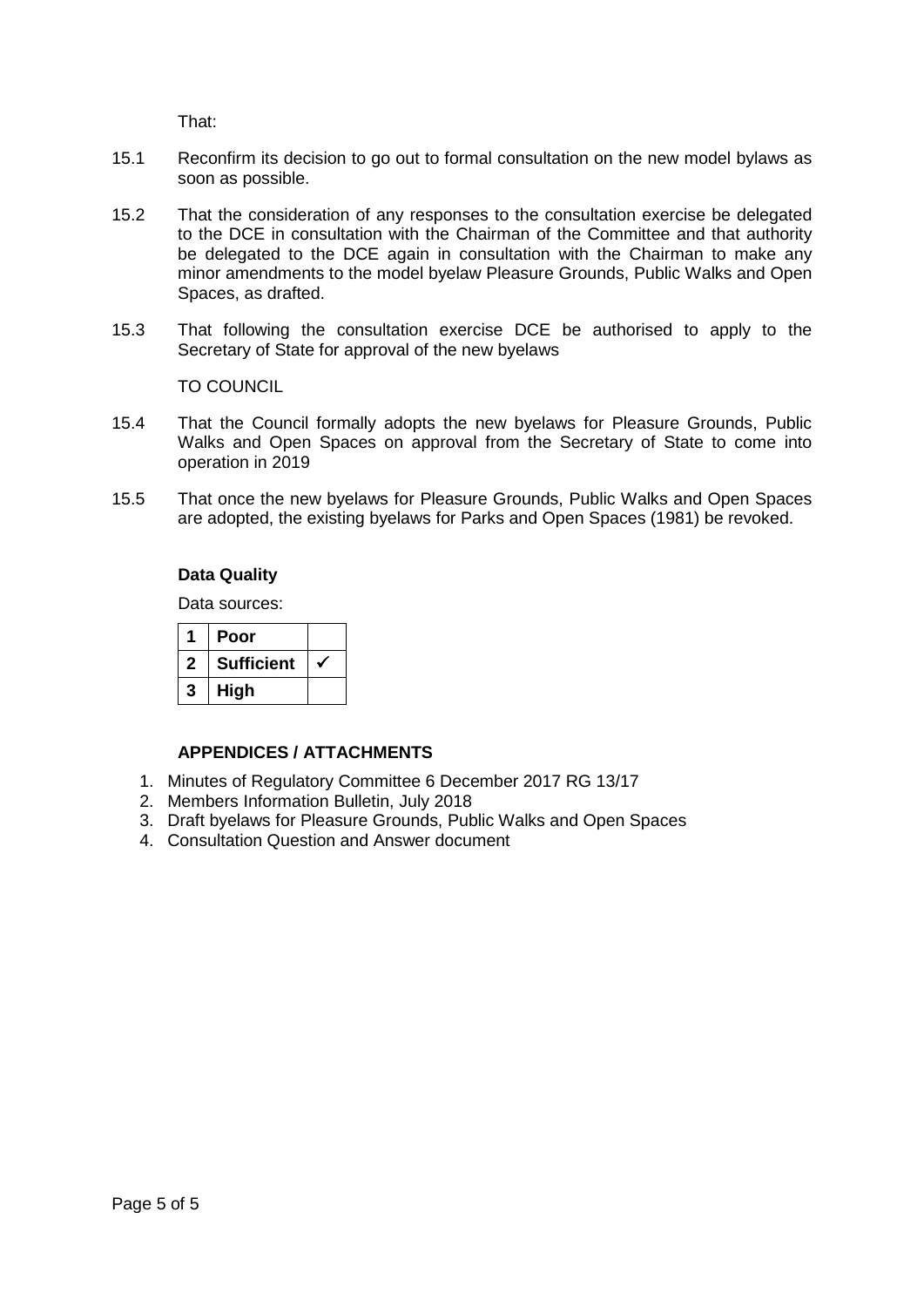That:

15.1 Reconfirm its decision to go out to formal consultation on the new model bylaws as soon as possible.

15.2 That the consideration of any responses to the consultation exercise be delegated to the DCE in consultation with the Chairman of the Committee and that authority be delegated to the DCE again in consultation with the Chairman to make any minor amendments to the model byelaw Pleasure Grounds, Public Walks and Open Spaces, as drafted.

15.3 That following the consultation exercise DCE be authorised to apply to the Secretary of State for approval of the new byelaws

TO COUNCIL

15.4 That the Council formally adopts the new byelaws for Pleasure Grounds, Public Walks and Open Spaces on approval from the Secretary of State to come into operation in 2019

15.5 That once the new byelaws for Pleasure Grounds, Public Walks and Open Spaces are adopted, the existing byelaws for Parks and Open Spaces (1981) be revoked.

**Data Quality**

Data sources:

| | | |
|---|---|---|
| **1** | **Poor** | |
| **2** | **Sufficient** | ✓ |
| **3** | **High** | |

**APPENDICES / ATTACHMENTS**

1. Minutes of Regulatory Committee 6 December 2017 RG 13/17
2. Members Information Bulletin, July 2018
3. Draft byelaws for Pleasure Grounds, Public Walks and Open Spaces
4. Consultation Question and Answer document